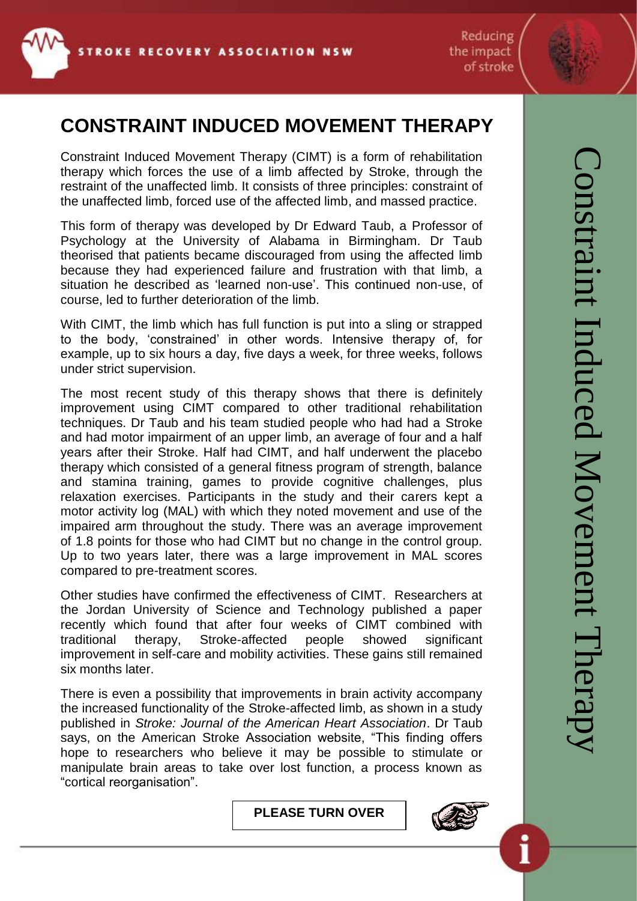# CONSTRAINT INDUCED MOVEMENT THERAPY

Constraint Induced Movement Therapy (CIMT) is a form of rehabilitation therapy which forces the use of a limb affected by Stroke, through the restraint of the unaffected limb. It consists of three principles: constraint of the unaffected limb, forced use of the affected limb, and massed practice.

This form of therapy was developed by Dr Edward Taub, a Professor of Psychology at the University of Alabama in Birmingham. Dr Taub theorised that patients became discouraged from using the affected limb because they had experienced failure and frustration with that limb, a situation he described as 'learned non-use'. This continued non-use, of course, led to further deterioration of the limb.

With CIMT, the limb which has full function is put into a sling or strapped to the body, 'constrained' in other words. Intensive therapy of, for example, up to six hours a day, five days a week, for three weeks, follows under strict supervision.

The most recent study of this therapy shows that there is definitely improvement using CIMT compared to other traditional rehabilitation techniques. Dr Taub and his team studied people who had had a Stroke and had motor impairment of an upper limb, an average of four and a half years after their Stroke. Half had CIMT, and half underwent the placebo therapy which consisted of a general fitness program of strength, balance and stamina training, games to provide cognitive challenges, plus relaxation exercises. Participants in the study and their carers kept a motor activity log (MAL) with which they noted movement and use of the impaired arm throughout the study. There was an average improvement of 1.8 points for those who had CIMT but no change in the control group. Up to two years later, there was a large improvement in MAL scores compared to pre-treatment scores.

Other studies have confirmed the effectiveness of CIMT. Researchers at the Jordan University of Science and Technology published a paper recently which found that after four weeks of CIMT combined with traditional therapy, Stroke-affected people showed significant improvement in self-care and mobility activities. These gains still remained six months later.

There is even a possibility that improvements in brain activity accompany the increased functionality of the Stroke-affected limb, as shown in a study published in *Stroke: Journal of the American Heart Association*. Dr Taub says, on the American Stroke Association website, "This finding offers hope to researchers who believe it may be possible to stimulate or manipulate brain areas to take over lost function, a process known as "cortical reorganisation".

**PLEASE TURN OVER**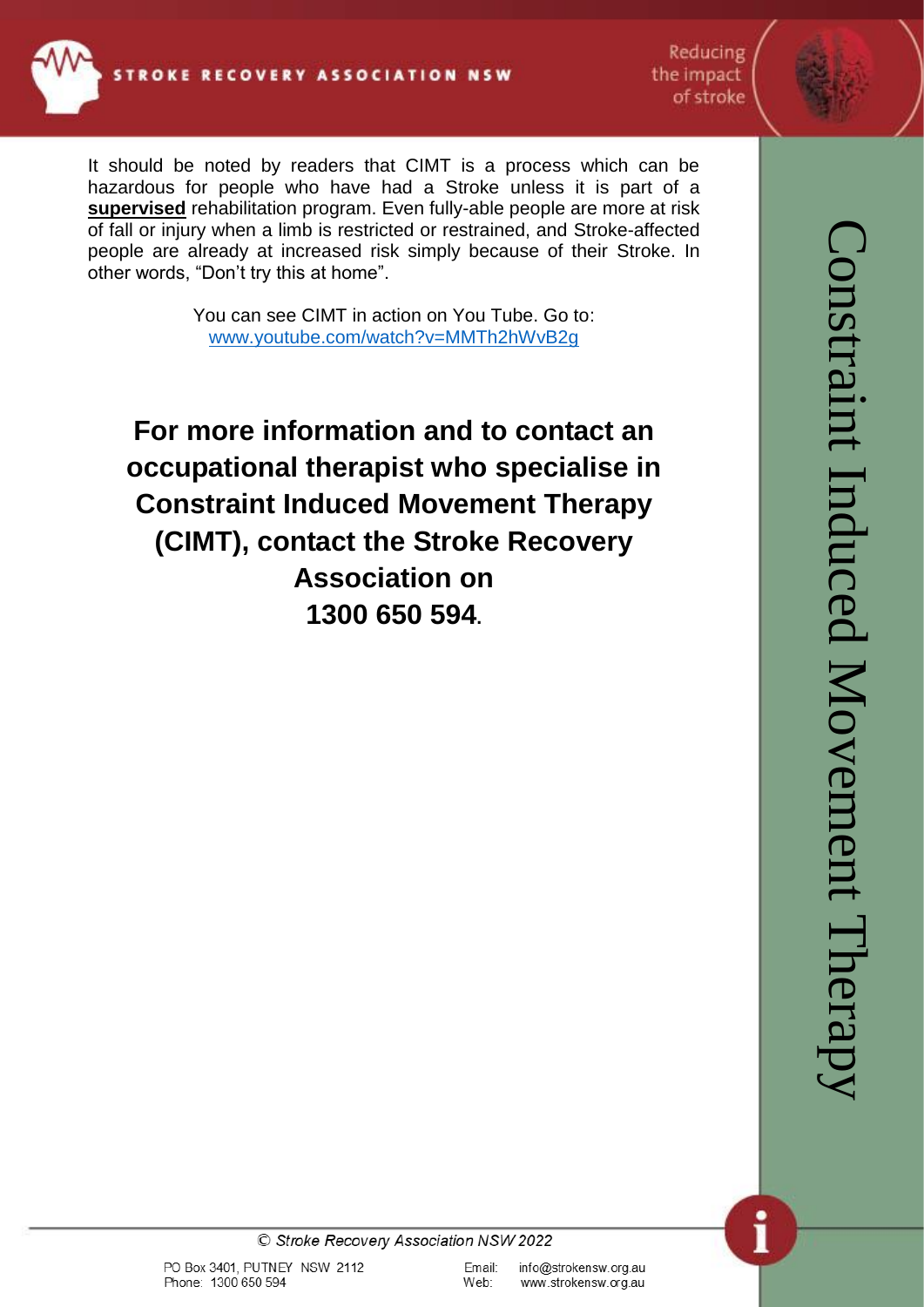It should be noted by readers that CIMT is a process which can be hazardous for people who have had a Stroke unless it is part of a **supervised** rehabilitation program. Even fully-able people are more at risk of fall or injury when a limb is restricted or restrained, and Stroke-affected people are already at increased risk simply because of their Stroke. In other words, "Don't try this at home".

You can see CIMT in action on You Tube. Go to: www.youtube.com/watch?v=MMTh2hWvB2g

**For more information and to contact an occupational therapist who specialise in Constraint Induced Movement Therapy (CIMT), contact the Stroke Recovery Association on 1300 650 594.**

*© Stroke Recovery Association NSW 2022*

PO Box 3401, PUTNEY NSW 2112
Phone: 1300 650 594

Email: info@strokensw.org.au
Web: www.strokensw.org.au